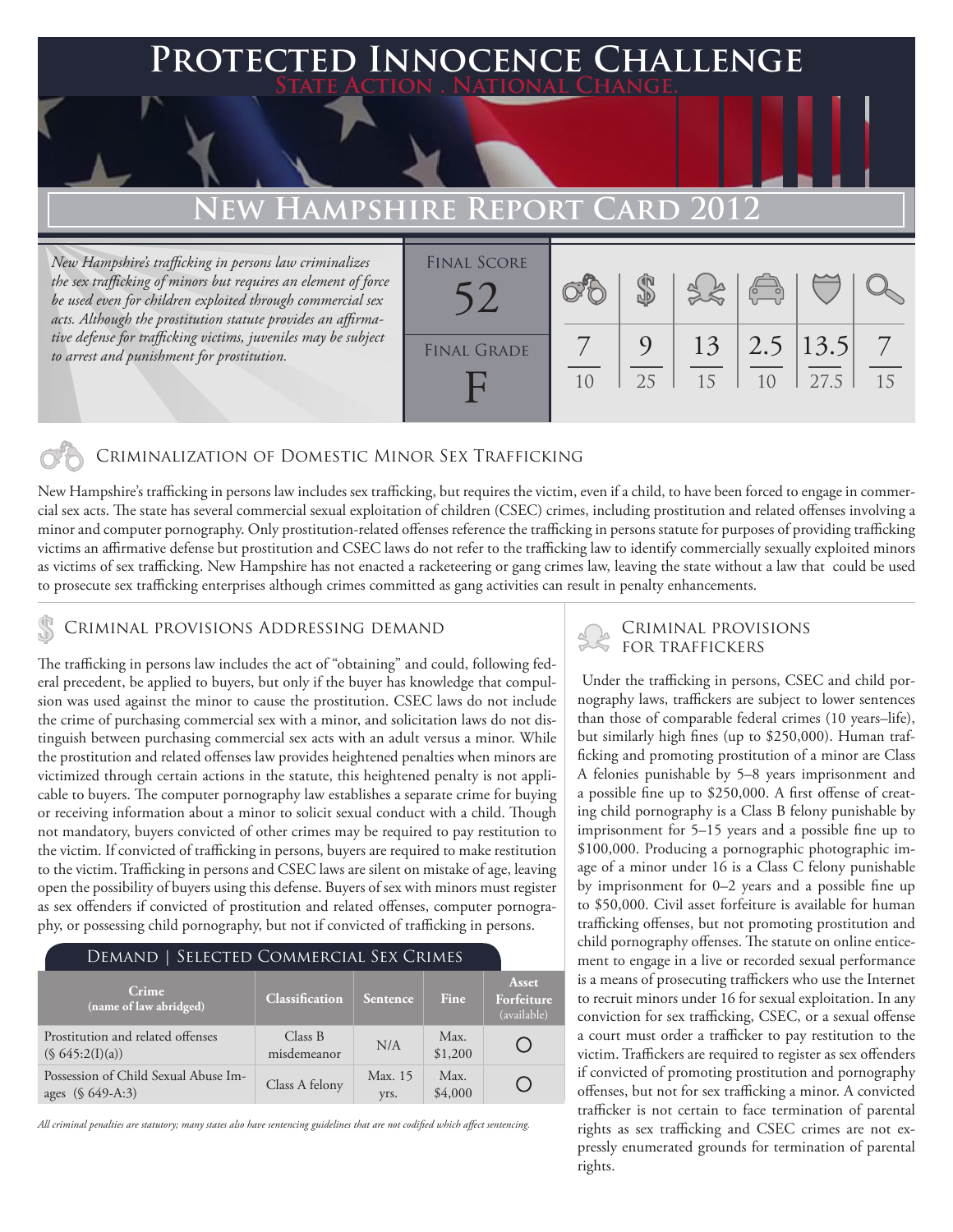# Protected Innocence Challenge

State Action . National Change.

## New Hampshire Report Card 2012

*New Hampshire's trafficking in persons law criminalizes the sex trafficking of minors but requires an element of force be used even for children exploited through commercial sex acts. Although the prostitution statute provides an affirmative defense for trafficking victims, juveniles may be subject to arrest and punishment for prostitution.*

| Final Score | Final Grade | | | | | | |
|---|---|---|---|---|---|---|---|
| 52 | F | 7/10 | 9/25 | 13/15 | 2.5/10 | 13.5/27.5 | 7/15 |

### Criminalization of Domestic Minor Sex Trafficking

New Hampshire's trafficking in persons law includes sex trafficking, but requires the victim, even if a child, to have been forced to engage in commercial sex acts. The state has several commercial sexual exploitation of children (CSEC) crimes, including prostitution and related offenses involving a minor and computer pornography. Only prostitution-related offenses reference the trafficking in persons statute for purposes of providing trafficking victims an affirmative defense but prostitution and CSEC laws do not refer to the trafficking law to identify commercially sexually exploited minors as victims of sex trafficking. New Hampshire has not enacted a racketeering or gang crimes law, leaving the state without a law that could be used to prosecute sex trafficking enterprises although crimes committed as gang activities can result in penalty enhancements.

### Criminal provisions Addressing demand

The trafficking in persons law includes the act of "obtaining" and could, following federal precedent, be applied to buyers, but only if the buyer has knowledge that compulsion was used against the minor to cause the prostitution. CSEC laws do not include the crime of purchasing commercial sex with a minor, and solicitation laws do not distinguish between purchasing commercial sex acts with an adult versus a minor. While the prostitution and related offenses law provides heightened penalties when minors are victimized through certain actions in the statute, this heightened penalty is not applicable to buyers. The computer pornography law establishes a separate crime for buying or receiving information about a minor to solicit sexual conduct with a child. Though not mandatory, buyers convicted of other crimes may be required to pay restitution to the victim. If convicted of trafficking in persons, buyers are required to make restitution to the victim. Trafficking in persons and CSEC laws are silent on mistake of age, leaving open the possibility of buyers using this defense. Buyers of sex with minors must register as sex offenders if convicted of prostitution and related offenses, computer pornography, or possessing child pornography, but not if convicted of trafficking in persons.

**Demand | Selected Commercial Sex Crimes**

| Crime (name of law abridged) | Classification | Sentence | Fine | Asset Forfeiture (available) |
|---|---|---|---|---|
| Prostitution and related offenses (§ 645:2(I)(a)) | Class B misdemeanor | N/A | Max. $1,200 | ○ |
| Possession of Child Sexual Abuse Images (§ 649-A:3) | Class A felony | Max. 15 yrs. | Max. $4,000 | ○ |

*All criminal penalties are statutory; many states also have sentencing guidelines that are not codified which affect sentencing.*

### Criminal provisions for traffickers

Under the trafficking in persons, CSEC and child pornography laws, traffickers are subject to lower sentences than those of comparable federal crimes (10 years–life), but similarly high fines (up to $250,000). Human trafficking and promoting prostitution of a minor are Class A felonies punishable by 5–8 years imprisonment and a possible fine up to $250,000. A first offense of creating child pornography is a Class B felony punishable by imprisonment for 5–15 years and a possible fine up to $100,000. Producing a pornographic photographic image of a minor under 16 is a Class C felony punishable by imprisonment for 0–2 years and a possible fine up to $50,000. Civil asset forfeiture is available for human trafficking offenses, but not promoting prostitution and child pornography offenses. The statute on online enticement to engage in a live or recorded sexual performance is a means of prosecuting traffickers who use the Internet to recruit minors under 16 for sexual exploitation. In any conviction for sex trafficking, CSEC, or a sexual offense a court must order a trafficker to pay restitution to the victim. Traffickers are required to register as sex offenders if convicted of promoting prostitution and pornography offenses, but not for sex trafficking a minor. A convicted trafficker is not certain to face termination of parental rights as sex trafficking and CSEC crimes are not expressly enumerated grounds for termination of parental rights.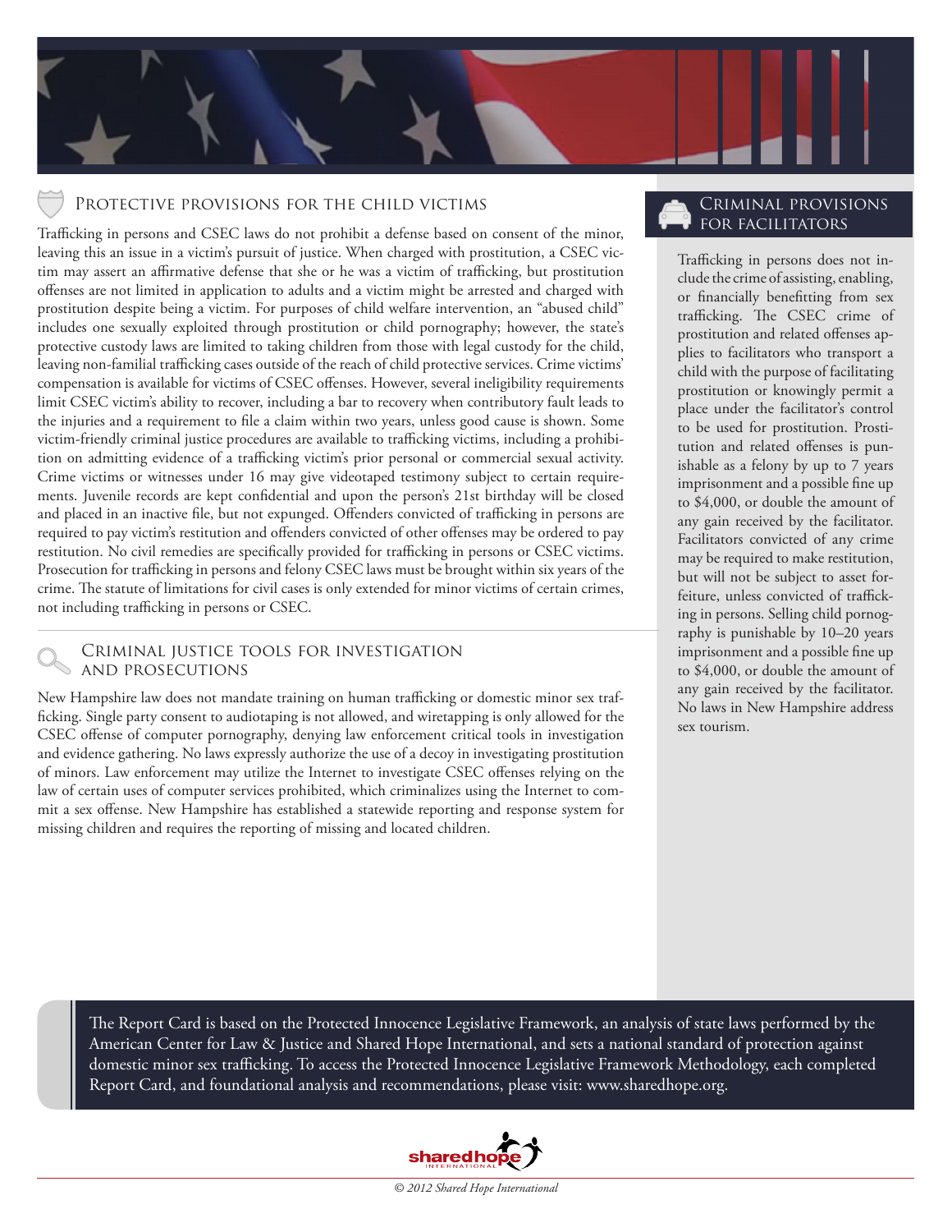## Protective provisions for the child victims

Trafficking in persons and CSEC laws do not prohibit a defense based on consent of the minor, leaving this an issue in a victim's pursuit of justice. When charged with prostitution, a CSEC victim may assert an affirmative defense that she or he was a victim of trafficking, but prostitution offenses are not limited in application to adults and a victim might be arrested and charged with prostitution despite being a victim. For purposes of child welfare intervention, an "abused child" includes one sexually exploited through prostitution or child pornography; however, the state's protective custody laws are limited to taking children from those with legal custody for the child, leaving non-familial trafficking cases outside of the reach of child protective services. Crime victims' compensation is available for victims of CSEC offenses. However, several ineligibility requirements limit CSEC victim's ability to recover, including a bar to recovery when contributory fault leads to the injuries and a requirement to file a claim within two years, unless good cause is shown. Some victim-friendly criminal justice procedures are available to trafficking victims, including a prohibition on admitting evidence of a trafficking victim's prior personal or commercial sexual activity. Crime victims or witnesses under 16 may give videotaped testimony subject to certain requirements. Juvenile records are kept confidential and upon the person's 21st birthday will be closed and placed in an inactive file, but not expunged. Offenders convicted of trafficking in persons are required to pay victim's restitution and offenders convicted of other offenses may be ordered to pay restitution. No civil remedies are specifically provided for trafficking in persons or CSEC victims. Prosecution for trafficking in persons and felony CSEC laws must be brought within six years of the crime. The statute of limitations for civil cases is only extended for minor victims of certain crimes, not including trafficking in persons or CSEC.

## Criminal justice tools for investigation and prosecutions

New Hampshire law does not mandate training on human trafficking or domestic minor sex trafficking. Single party consent to audiotaping is not allowed, and wiretapping is only allowed for the CSEC offense of computer pornography, denying law enforcement critical tools in investigation and evidence gathering. No laws expressly authorize the use of a decoy in investigating prostitution of minors. Law enforcement may utilize the Internet to investigate CSEC offenses relying on the law of certain uses of computer services prohibited, which criminalizes using the Internet to commit a sex offense. New Hampshire has established a statewide reporting and response system for missing children and requires the reporting of missing and located children.

## Criminal provisions for facilitators

Trafficking in persons does not include the crime of assisting, enabling, or financially benefitting from sex trafficking. The CSEC crime of prostitution and related offenses applies to facilitators who transport a child with the purpose of facilitating prostitution or knowingly permit a place under the facilitator's control to be used for prostitution. Prostitution and related offenses is punishable as a felony by up to 7 years imprisonment and a possible fine up to $4,000, or double the amount of any gain received by the facilitator. Facilitators convicted of any crime may be required to make restitution, but will not be subject to asset forfeiture, unless convicted of trafficking in persons. Selling child pornography is punishable by 10–20 years imprisonment and a possible fine up to $4,000, or double the amount of any gain received by the facilitator. No laws in New Hampshire address sex tourism.

The Report Card is based on the Protected Innocence Legislative Framework, an analysis of state laws performed by the American Center for Law & Justice and Shared Hope International, and sets a national standard of protection against domestic minor sex trafficking. To access the Protected Innocence Legislative Framework Methodology, each completed Report Card, and foundational analysis and recommendations, please visit: www.sharedhope.org.

sharedhope INTERNATIONAL

*© 2012 Shared Hope International*